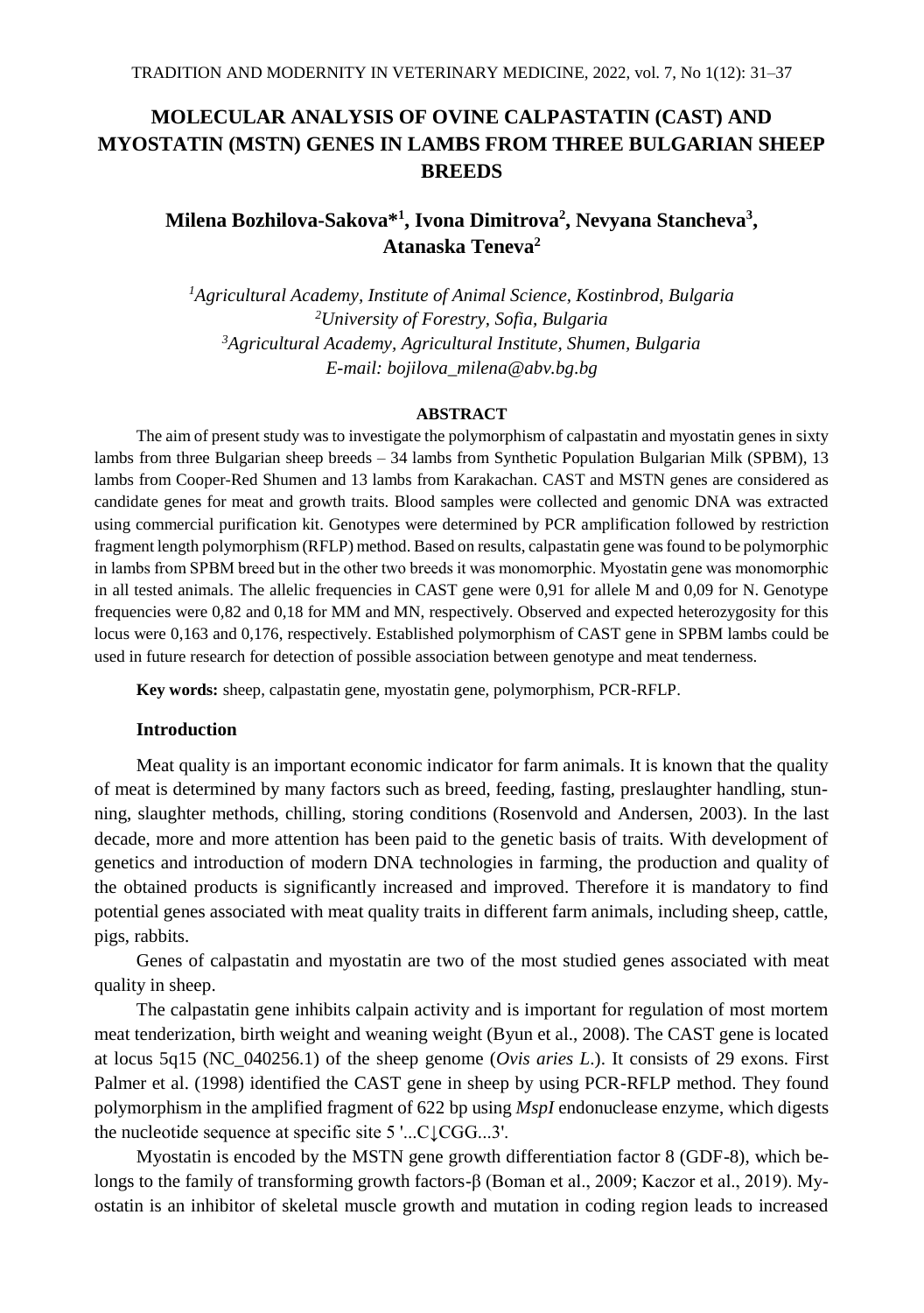# MOLECULAR ANALYSIS OF OVINE CALPASTATIN (CAST) AND MYOSTATIN (MSTN) GENES IN LAMBS FROM THREE BULGARIAN SHEEP BREEDS

**Milena Bozhilova-Sakova*[1], Ivona Dimitrova[2], Nevyana Stancheva[3], Atanaska Teneva[2]**

*[1]Agricultural Academy, Institute of Animal Science, Kostinbrod, Bulgaria*
*[2]University of Forestry, Sofia, Bulgaria*
*[3]Agricultural Academy, Agricultural Institute, Shumen, Bulgaria*
*E-mail: bojilova_milena@abv.bg.bg*

## ABSTRACT

The aim of present study was to investigate the polymorphism of calpastatin and myostatin genes in sixty lambs from three Bulgarian sheep breeds – 34 lambs from Synthetic Population Bulgarian Milk (SPBM), 13 lambs from Cooper-Red Shumen and 13 lambs from Karakachan. CAST and MSTN genes are considered as candidate genes for meat and growth traits. Blood samples were collected and genomic DNA was extracted using commercial purification kit. Genotypes were determined by PCR amplification followed by restriction fragment length polymorphism (RFLP) method. Based on results, calpastatin gene was found to be polymorphic in lambs from SPBM breed but in the other two breeds it was monomorphic. Myostatin gene was monomorphic in all tested animals. The allelic frequencies in CAST gene were 0,91 for allele M and 0,09 for N. Genotype frequencies were 0,82 and 0,18 for MM and MN, respectively. Observed and expected heterozygosity for this locus were 0,163 and 0,176, respectively. Established polymorphism of CAST gene in SPBM lambs could be used in future research for detection of possible association between genotype and meat tenderness.

**Key words:** sheep, calpastatin gene, myostatin gene, polymorphism, PCR-RFLP.

## Introduction

Meat quality is an important economic indicator for farm animals. It is known that the quality of meat is determined by many factors such as breed, feeding, fasting, preslaughter handling, stunning, slaughter methods, chilling, storing conditions (Rosenvold and Andersen, 2003). In the last decade, more and more attention has been paid to the genetic basis of traits. With development of genetics and introduction of modern DNA technologies in farming, the production and quality of the obtained products is significantly increased and improved. Therefore it is mandatory to find potential genes associated with meat quality traits in different farm animals, including sheep, cattle, pigs, rabbits.

Genes of calpastatin and myostatin are two of the most studied genes associated with meat quality in sheep.

The calpastatin gene inhibits calpain activity and is important for regulation of most mortem meat tenderization, birth weight and weaning weight (Byun et al., 2008). The CAST gene is located at locus 5q15 (NC_040256.1) of the sheep genome (*Ovis aries L.*). It consists of 29 exons. First Palmer et al. (1998) identified the CAST gene in sheep by using PCR-RFLP method. They found polymorphism in the amplified fragment of 622 bp using *MspI* endonuclease enzyme, which digests the nucleotide sequence at specific site 5 '...C↓CGG...3'.

Myostatin is encoded by the MSTN gene growth differentiation factor 8 (GDF-8), which belongs to the family of transforming growth factors-β (Boman et al., 2009; Kaczor et al., 2019). Myostatin is an inhibitor of skeletal muscle growth and mutation in coding region leads to increased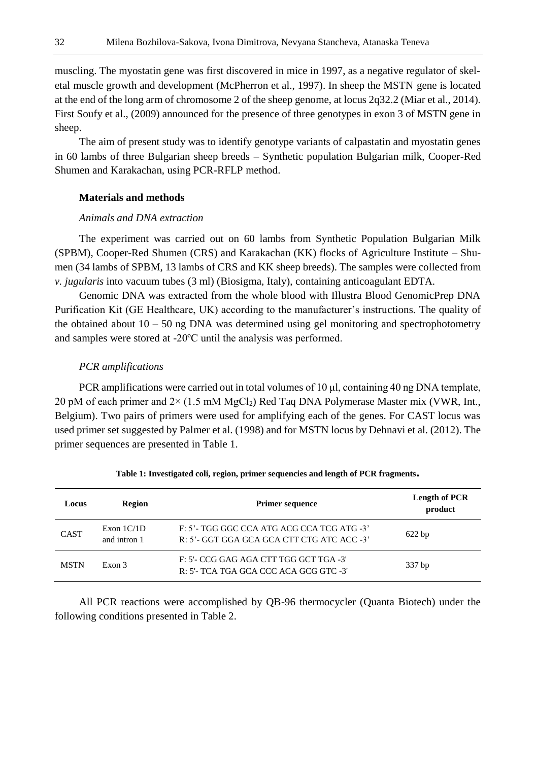muscling. The myostatin gene was first discovered in mice in 1997, as a negative regulator of skeletal muscle growth and development (McPherron et al., 1997). In sheep the MSTN gene is located at the end of the long arm of chromosome 2 of the sheep genome, at locus 2q32.2 (Miar et al., 2014). First Soufy et al., (2009) announced for the presence of three genotypes in exon 3 of MSTN gene in sheep.

The aim of present study was to identify genotype variants of calpastatin and myostatin genes in 60 lambs of three Bulgarian sheep breeds – Synthetic population Bulgarian milk, Cooper-Red Shumen and Karakachan, using PCR-RFLP method.

### Materials and methods

#### *Animals and DNA extraction*

The experiment was carried out on 60 lambs from Synthetic Population Bulgarian Milk (SPBM), Cooper-Red Shumen (CRS) and Karakachan (KK) flocks of Agriculture Institute – Shumen (34 lambs of SPBM, 13 lambs of CRS and KK sheep breeds). The samples were collected from *v. jugularis* into vacuum tubes (3 ml) (Biosigma, Italy), containing anticoagulant EDTA.

Genomic DNA was extracted from the whole blood with Illustra Blood GenomicPrep DNA Purification Kit (GE Healthcare, UK) according to the manufacturer's instructions. The quality of the obtained about 10 – 50 ng DNA was determined using gel monitoring and spectrophotometry and samples were stored at -20ºC until the analysis was performed.

#### *PCR amplifications*

PCR amplifications were carried out in total volumes of 10 μl, containing 40 ng DNA template, 20 pM of each primer and 2× (1.5 mM $MgCl_2$) Red Taq DNA Polymerase Master mix (VWR, Int., Belgium). Two pairs of primers were used for amplifying each of the genes. For CAST locus was used primer set suggested by Palmer et al. (1998) and for MSTN locus by Dehnavi et al. (2012). The primer sequences are presented in Table 1.

**Table 1: Investigated coli, region, primer sequencies and length of PCR fragments.**

| Locus | Region | Primer sequence | Length of PCR product |
|---|---|---|---|
| CAST | Exon 1C/1D and intron 1 | F: 5'- TGG GGC CCA ATG ACG CCA TCG ATG -3'<br>R: 5'- GGT GGA GCA GCA CTT CTG ATC ACC -3' | 622 bp |
| MSTN | Exon 3 | F: 5'- CCG GAG AGA CTT TGG GCT TGA -3'<br>R: 5'- TCA TGA GCA CCC ACA GCG GTC -3' | 337 bp |

All PCR reactions were accomplished by QB-96 thermocycler (Quanta Biotech) under the following conditions presented in Table 2.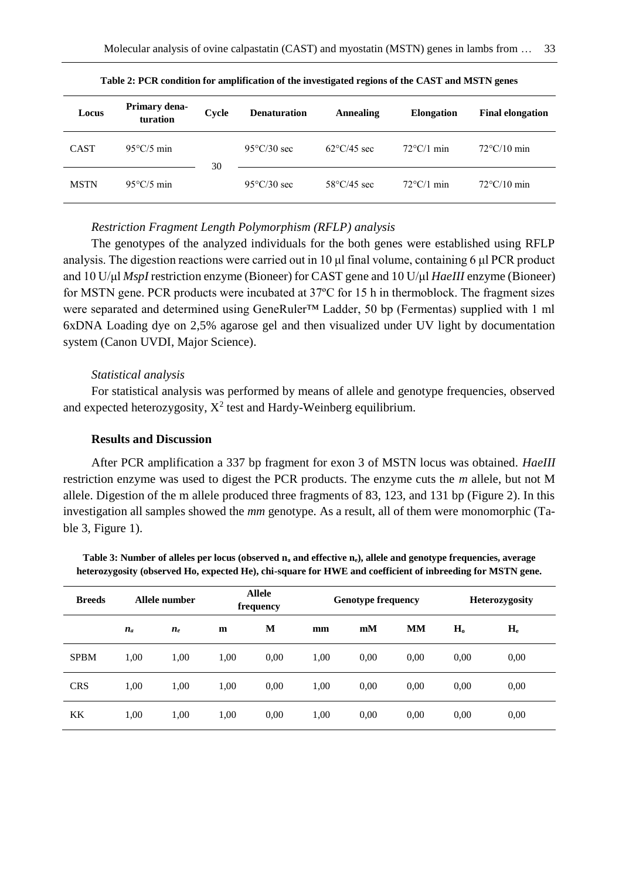**Table 2: PCR condition for amplification of the investigated regions of the CAST and MSTN genes**

| Locus | Primary denaturation | Cycle | Denaturation | Annealing | Elongation | Final elongation |
|---|---|---|---|---|---|---|
| CAST | 95°C/5 min | 30 | 95°C/30 sec | 62°C/45 sec | 72°C/1 min | 72°C/10 min |
| MSTN | 95°C/5 min | | 95°C/30 sec | 58°C/45 sec | 72°C/1 min | 72°C/10 min |

*Restriction Fragment Length Polymorphism (RFLP) analysis*

The genotypes of the analyzed individuals for the both genes were established using RFLP analysis. The digestion reactions were carried out in 10 μl final volume, containing 6 μl PCR product and 10 U/μl *MspI* restriction enzyme (Bioneer) for CAST gene and 10 U/μl *HaeIII* enzyme (Bioneer) for MSTN gene. PCR products were incubated at 37ºC for 15 h in thermoblock. The fragment sizes were separated and determined using GeneRuler™ Ladder, 50 bp (Fermentas) supplied with 1 ml 6xDNA Loading dye on 2,5% agarose gel and then visualized under UV light by documentation system (Canon UVDI, Major Science).

*Statistical analysis*

For statistical analysis was performed by means of allele and genotype frequencies, observed and expected heterozygosity, $X^2$ test and Hardy-Weinberg equilibrium.

### Results and Discussion

After PCR amplification a 337 bp fragment for exon 3 of MSTN locus was obtained. *HaeIII* restriction enzyme was used to digest the PCR products. The enzyme cuts the *m* allele, but not M allele. Digestion of the m allele produced three fragments of 83, 123, and 131 bp (Figure 2). In this investigation all samples showed the *mm* genotype. As a result, all of them were monomorphic (Table 3, Figure 1).

**Table 3: Number of alleles per locus (observed $n_a$ and effective $n_e$), allele and genotype frequencies, average heterozygosity (observed Ho, expected He), chi-square for HWE and coefficient of inbreeding for MSTN gene.**

| Breeds | Allele number | | Allele frequency | | Genotype frequency | | | Heterozygosity | |
|---|---|---|---|---|---|---|---|---|---|
| | $n_a$ | $n_e$ | m | M | mm | mM | MM | $H_o$ | $H_e$ |
| SPBM | 1,00 | 1,00 | 1,00 | 0,00 | 1,00 | 0,00 | 0,00 | 0,00 | 0,00 |
| CRS | 1,00 | 1,00 | 1,00 | 0,00 | 1,00 | 0,00 | 0,00 | 0,00 | 0,00 |
| KK | 1,00 | 1,00 | 1,00 | 0,00 | 1,00 | 0,00 | 0,00 | 0,00 | 0,00 |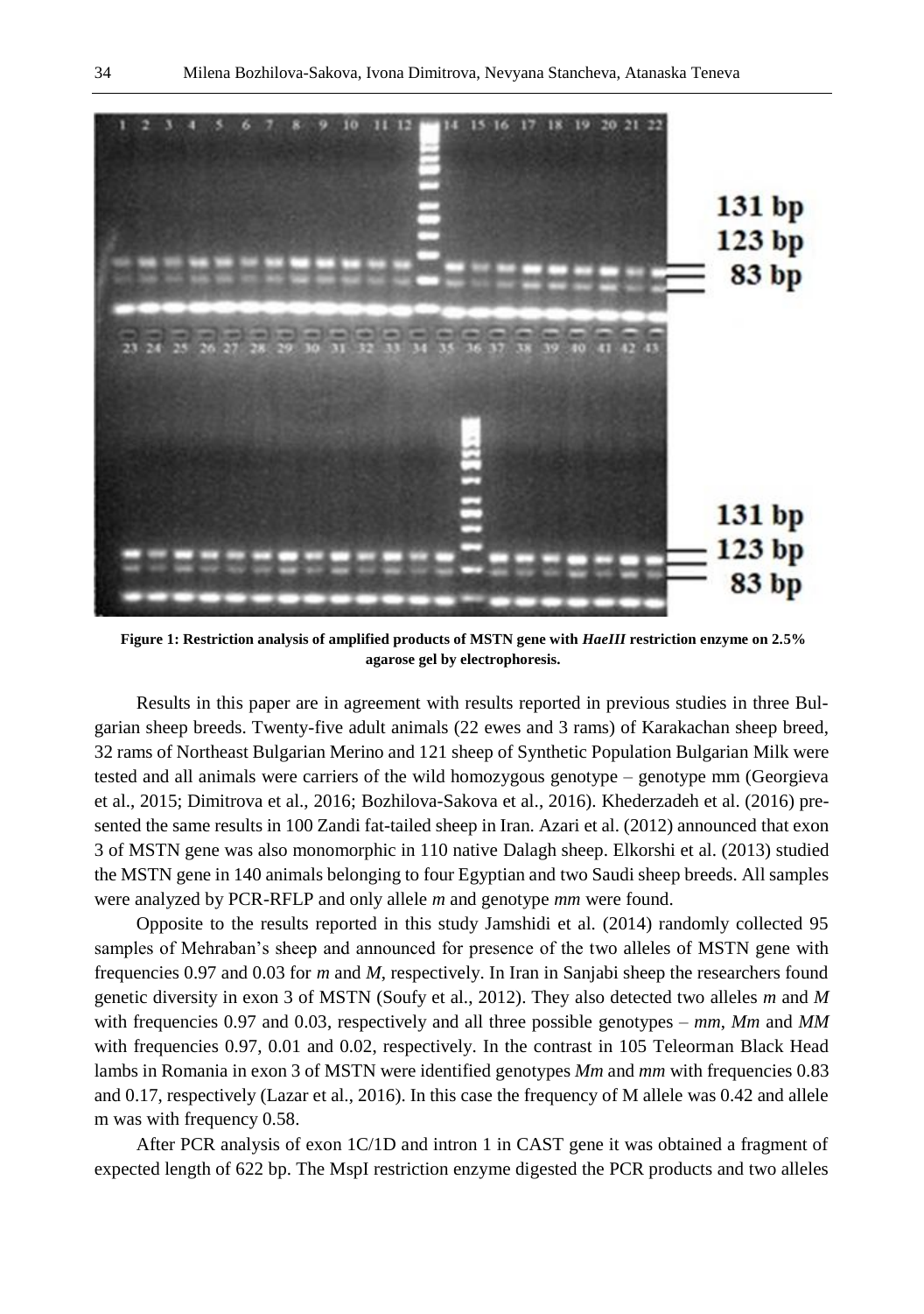**Figure 1: Restriction analysis of amplified products of MSTN gene with *HaeIII* restriction enzyme on 2.5% agarose gel by electrophoresis.**

Results in this paper are in agreement with results reported in previous studies in three Bulgarian sheep breeds. Twenty-five adult animals (22 ewes and 3 rams) of Karakachan sheep breed, 32 rams of Northeast Bulgarian Merino and 121 sheep of Synthetic Population Bulgarian Milk were tested and all animals were carriers of the wild homozygous genotype – genotype mm (Georgieva et al., 2015; Dimitrova et al., 2016; Bozhilova-Sakova et al., 2016). Khederzadeh et al. (2016) presented the same results in 100 Zandi fat-tailed sheep in Iran. Azari et al. (2012) announced that exon 3 of MSTN gene was also monomorphic in 110 native Dalagh sheep. Elkorshi et al. (2013) studied the MSTN gene in 140 animals belonging to four Egyptian and two Saudi sheep breeds. All samples were analyzed by PCR-RFLP and only allele *m* and genotype *mm* were found.

Opposite to the results reported in this study Jamshidi et al. (2014) randomly collected 95 samples of Mehraban's sheep and announced for presence of the two alleles of MSTN gene with frequencies 0.97 and 0.03 for *m* and *M*, respectively. In Iran in Sanjabi sheep the researchers found genetic diversity in exon 3 of MSTN (Soufy et al., 2012). They also detected two alleles *m* and *M* with frequencies 0.97 and 0.03, respectively and all three possible genotypes – *mm*, *Mm* and *MM* with frequencies 0.97, 0.01 and 0.02, respectively. In the contrast in 105 Teleorman Black Head lambs in Romania in exon 3 of MSTN were identified genotypes *Mm* and *mm* with frequencies 0.83 and 0.17, respectively (Lazar et al., 2016). In this case the frequency of M allele was 0.42 and allele m was with frequency 0.58.

After PCR analysis of exon 1C/1D and intron 1 in CAST gene it was obtained a fragment of expected length of 622 bp. The MspI restriction enzyme digested the PCR products and two alleles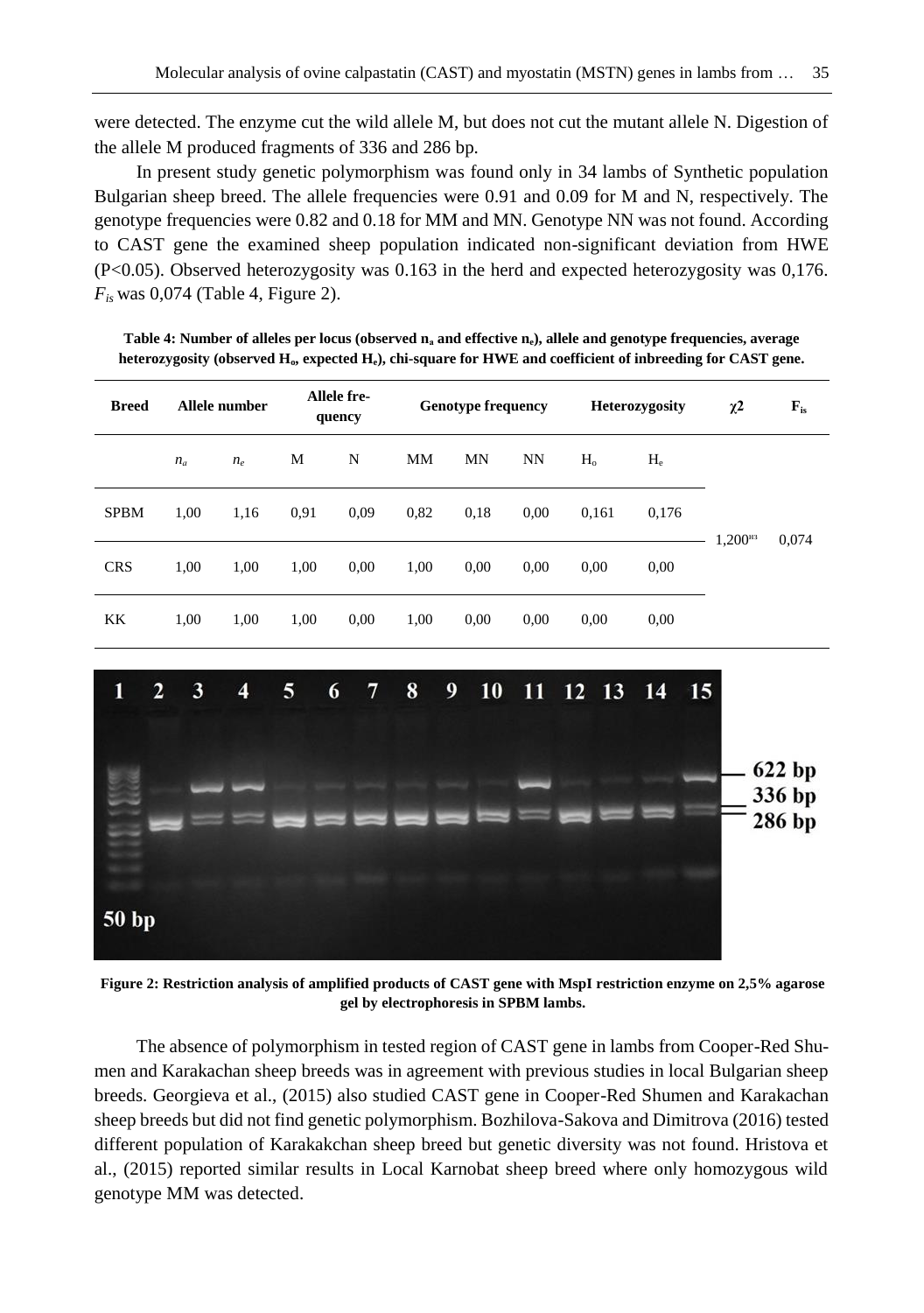were detected. The enzyme cut the wild allele M, but does not cut the mutant allele N. Digestion of the allele M produced fragments of 336 and 286 bp.

In present study genetic polymorphism was found only in 34 lambs of Synthetic population Bulgarian sheep breed. The allele frequencies were 0.91 and 0.09 for M and N, respectively. The genotype frequencies were 0.82 and 0.18 for MM and MN. Genotype NN was not found. According to CAST gene the examined sheep population indicated non-significant deviation from HWE (P<0.05). Observed heterozygosity was 0.163 in the herd and expected heterozygosity was 0,176. $F_{is}$ was 0,074 (Table 4, Figure 2).

**Table 4: Number of alleles per locus (observed $n_a$ and effective $n_e$), allele and genotype frequencies, average heterozygosity (observed $H_o$, expected $H_e$), chi-square for HWE and coefficient of inbreeding for CAST gene.**

| Breed | Allele number | | Allele frequency | | Genotype frequency | | | Heterozygosity | | $\chi 2$ | $F_{is}$ |
|---|---|---|---|---|---|---|---|---|---|---|---|
| | $n_a$ | $n_e$ | M | N | MM | MN | NN | $H_o$ | $H_e$ | | |
| SPBM | 1,00 | 1,16 | 0,91 | 0,09 | 0,82 | 0,18 | 0,00 | 0,161 | 0,176 | 1,200[нз] | 0,074 |
| CRS | 1,00 | 1,00 | 1,00 | 0,00 | 1,00 | 0,00 | 0,00 | 0,00 | 0,00 | | |
| KK | 1,00 | 1,00 | 1,00 | 0,00 | 1,00 | 0,00 | 0,00 | 0,00 | 0,00 | | |

**Figure 2: Restriction analysis of amplified products of CAST gene with MspI restriction enzyme on 2,5% agarose gel by electrophoresis in SPBM lambs.**

The absence of polymorphism in tested region of CAST gene in lambs from Cooper-Red Shumen and Karakachan sheep breeds was in agreement with previous studies in local Bulgarian sheep breeds. Georgieva et al., (2015) also studied CAST gene in Cooper-Red Shumen and Karakachan sheep breeds but did not find genetic polymorphism. Bozhilova-Sakova and Dimitrova (2016) tested different population of Karakakchan sheep breed but genetic diversity was not found. Hristova et al., (2015) reported similar results in Local Karnobat sheep breed where only homozygous wild genotype MM was detected.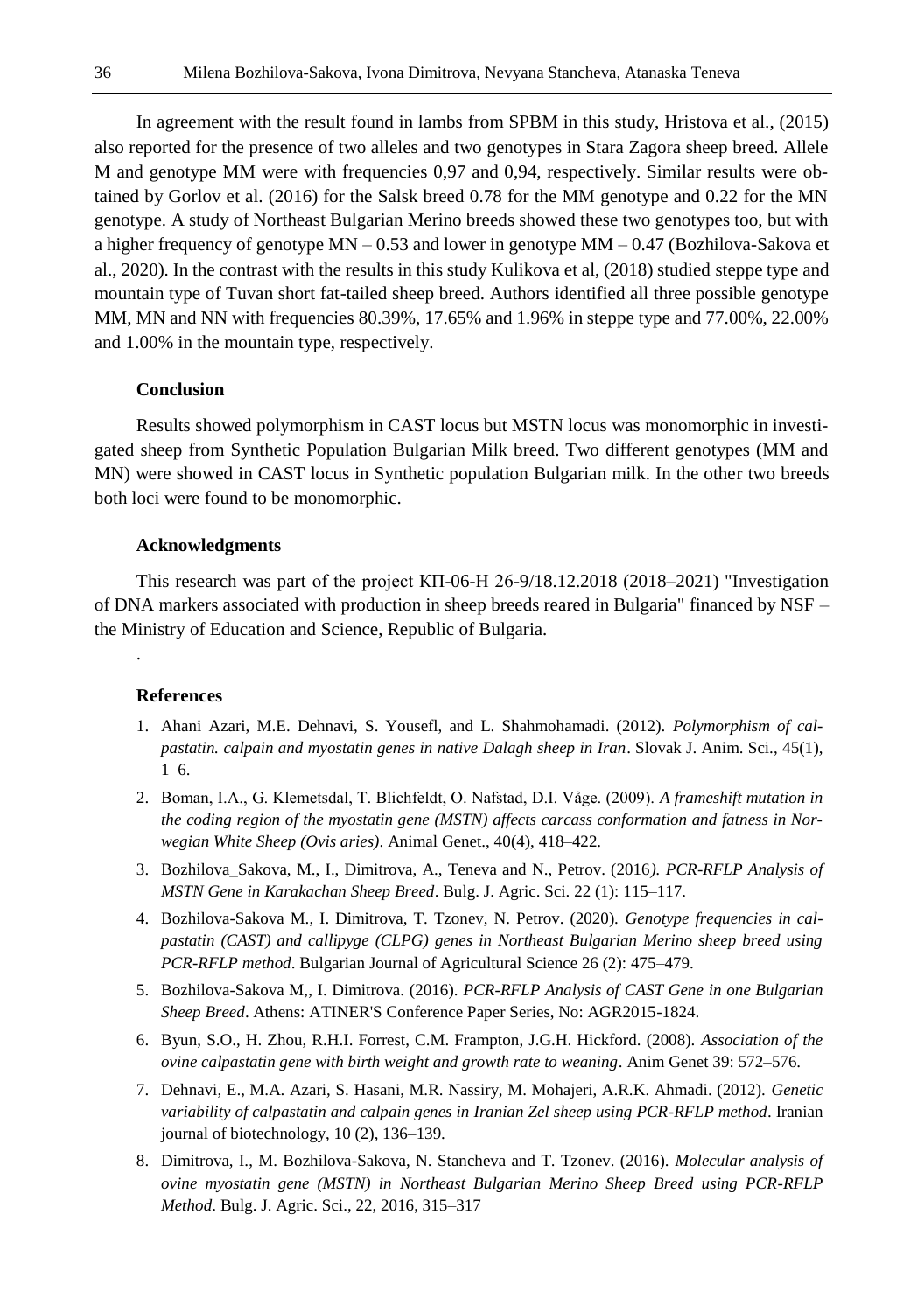In agreement with the result found in lambs from SPBM in this study, Hristova et al., (2015) also reported for the presence of two alleles and two genotypes in Stara Zagora sheep breed. Allele M and genotype MM were with frequencies 0,97 and 0,94, respectively. Similar results were obtained by Gorlov et al. (2016) for the Salsk breed 0.78 for the MM genotype and 0.22 for the MN genotype. A study of Northeast Bulgarian Merino breeds showed these two genotypes too, but with a higher frequency of genotype MN – 0.53 and lower in genotype MM – 0.47 (Bozhilova-Sakova et al., 2020). In the contrast with the results in this study Kulikova et al, (2018) studied steppe type and mountain type of Tuvan short fat-tailed sheep breed. Authors identified all three possible genotype MM, MN and NN with frequencies 80.39%, 17.65% and 1.96% in steppe type and 77.00%, 22.00% and 1.00% in the mountain type, respectively.

### Conclusion

Results showed polymorphism in CAST locus but MSTN locus was monomorphic in investigated sheep from Synthetic Population Bulgarian Milk breed. Two different genotypes (MM and MN) were showed in CAST locus in Synthetic population Bulgarian milk. In the other two breeds both loci were found to be monomorphic.

### Acknowledgments

This research was part of the project КП-06-Н 26-9/18.12.2018 (2018–2021) "Investigation of DNA markers associated with production in sheep breeds reared in Bulgaria" financed by NSF – the Ministry of Education and Science, Republic of Bulgaria.

.

### References

1. Ahani Azari, M.E. Dehnavi, S. Yousefl, and L. Shahmohamadi. (2012). *Polymorphism of calpastatin. calpain and myostatin genes in native Dalagh sheep in Iran*. Slovak J. Anim. Sci., 45(1), 1–6.
2. Boman, I.A., G. Klemetsdal, T. Blichfeldt, O. Nafstad, D.I. Våge. (2009). *A frameshift mutation in the coding region of the myostatin gene (MSTN) affects carcass conformation and fatness in Norwegian White Sheep (Ovis aries)*. Animal Genet., 40(4), 418–422.
3. Bozhilova_Sakova, M., I., Dimitrova, A., Teneva and N., Petrov. (2016*). PCR-RFLP Analysis of MSTN Gene in Karakachan Sheep Breed*. Bulg. J. Agric. Sci. 22 (1): 115–117.
4. Bozhilova-Sakova M., I. Dimitrova, T. Tzonev, N. Petrov. (2020). *Genotype frequencies in calpastatin (CAST) and callipyge (CLPG) genes in Northeast Bulgarian Merino sheep breed using PCR-RFLP method*. Bulgarian Journal of Agricultural Science 26 (2): 475–479.
5. Bozhilova-Sakova M,, I. Dimitrova. (2016). *PCR-RFLP Analysis of CAST Gene in one Bulgarian Sheep Breed*. Athens: ATINER'S Conference Paper Series, No: AGR2015-1824.
6. Byun, S.O., H. Zhou, R.H.I. Forrest, C.M. Frampton, J.G.H. Hickford. (2008). *Association of the ovine calpastatin gene with birth weight and growth rate to weaning*. Anim Genet 39: 572–576.
7. Dehnavi, E., M.A. Azari, S. Hasani, M.R. Nassiry, M. Mohajeri, A.R.K. Ahmadi. (2012). *Genetic variability of calpastatin and calpain genes in Iranian Zel sheep using PCR-RFLP method*. Iranian journal of biotechnology, 10 (2), 136–139.
8. Dimitrova, I., M. Bozhilova-Sakova, N. Stancheva and T. Tzonev. (2016). *Molecular analysis of ovine myostatin gene (MSTN) in Northeast Bulgarian Merino Sheep Breed using PCR-RFLP Method*. Bulg. J. Agric. Sci., 22, 2016, 315–317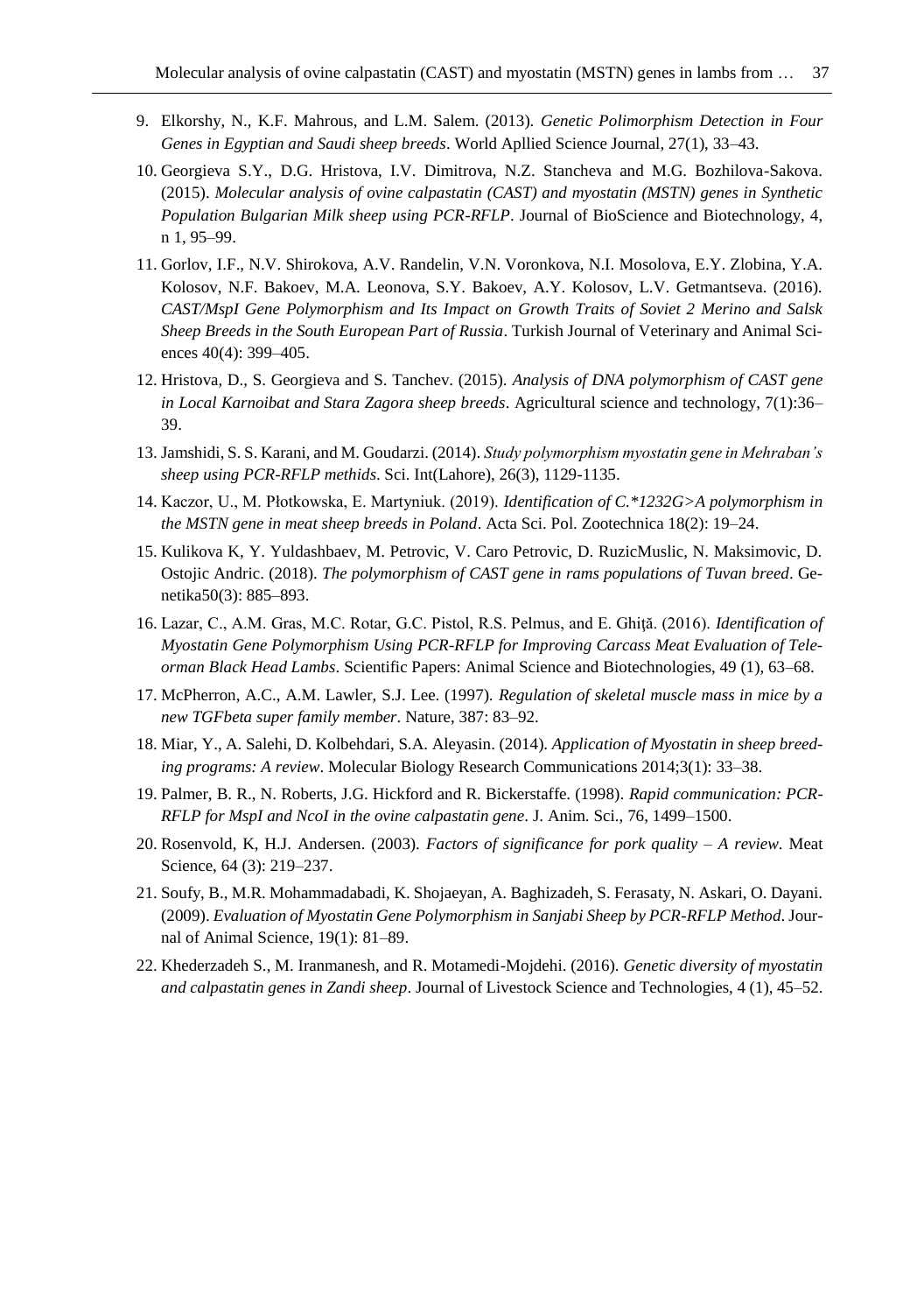9. Elkorshy, N., K.F. Mahrous, and L.M. Salem. (2013). *Genetic Polimorphism Detection in Four Genes in Egyptian and Saudi sheep breeds*. World Apllied Science Journal, 27(1), 33–43.

10. Georgieva S.Y., D.G. Hristova, I.V. Dimitrova, N.Z. Stancheva and M.G. Bozhilova-Sakova. (2015). *Molecular analysis of ovine calpastatin (CAST) and myostatin (MSTN) genes in Synthetic Population Bulgarian Milk sheep using PCR-RFLP*. Journal of BioScience and Biotechnology, 4, n 1, 95–99.

11. Gorlov, I.F., N.V. Shirokova, A.V. Randelin, V.N. Voronkova, N.I. Mosolova, E.Y. Zlobina, Y.A. Kolosov, N.F. Bakoev, M.A. Leonova, S.Y. Bakoev, A.Y. Kolosov, L.V. Getmantseva. (2016). *CAST/MspI Gene Polymorphism and Its Impact on Growth Traits of Soviet 2 Merino and Salsk Sheep Breeds in the South European Part of Russia*. Turkish Journal of Veterinary and Animal Sciences 40(4): 399–405.

12. Hristova, D., S. Georgieva and S. Tanchev. (2015). *Analysis of DNA polymorphism of CAST gene in Local Karnoibat and Stara Zagora sheep breeds*. Agricultural science and technology, 7(1):36–39.

13. Jamshidi, S. S. Karani, and M. Goudarzi. (2014). *Study polymorphism myostatin gene in Mehraban's sheep using PCR-RFLP methids*. Sci. Int(Lahore), 26(3), 1129-1135.

14. Kaczor, U., M. Płotkowska, E. Martyniuk. (2019). *Identification of C.*1232G>A polymorphism in the MSTN gene in meat sheep breeds in Poland*. Acta Sci. Pol. Zootechnica 18(2): 19–24.

15. Kulikova K, Y. Yuldashbaev, M. Petrovic, V. Caro Petrovic, D. RuzicMuslic, N. Maksimovic, D. Ostojic Andric. (2018). *The polymorphism of CAST gene in rams populations of Tuvan breed*. Genetika50(3): 885–893.

16. Lazar, C., A.M. Gras, M.C. Rotar, G.C. Pistol, R.S. Pelmus, and E. Ghiţă. (2016). *Identification of Myostatin Gene Polymorphism Using PCR-RFLP for Improving Carcass Meat Evaluation of Teleorman Black Head Lambs*. Scientific Papers: Animal Science and Biotechnologies, 49 (1), 63–68.

17. McPherron, A.C., A.M. Lawler, S.J. Lee. (1997). *Regulation of skeletal muscle mass in mice by a new TGFbeta super family member*. Nature, 387: 83–92.

18. Miar, Y., A. Salehi, D. Kolbehdari, S.A. Aleyasin. (2014). *Application of Myostatin in sheep breeding programs: A review*. Molecular Biology Research Communications 2014;3(1): 33–38.

19. Palmer, B. R., N. Roberts, J.G. Hickford and R. Bickerstaffe. (1998). *Rapid communication: PCR-RFLP for MspI and NcoI in the ovine calpastatin gene*. J. Anim. Sci., 76, 1499–1500.

20. Rosenvold, K, H.J. Andersen. (2003). *Factors of significance for pork quality – A review*. Meat Science, 64 (3): 219–237.

21. Soufy, B., M.R. Mohammadabadi, K. Shojaeyan, A. Baghizadeh, S. Ferasaty, N. Askari, O. Dayani. (2009). *Evaluation of Myostatin Gene Polymorphism in Sanjabi Sheep by PCR-RFLP Method*. Journal of Animal Science, 19(1): 81–89.

22. Khederzadeh S., M. Iranmanesh, and R. Motamedi-Mojdehi. (2016). *Genetic diversity of myostatin and calpastatin genes in Zandi sheep*. Journal of Livestock Science and Technologies, 4 (1), 45–52.